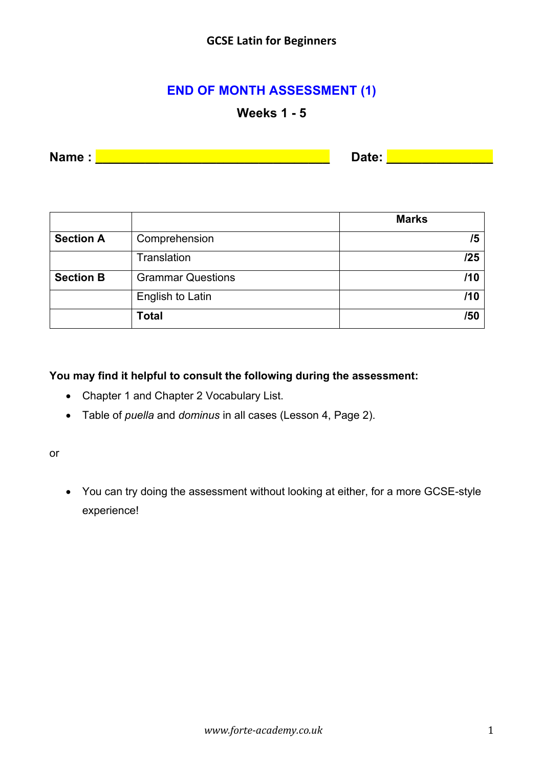# GCSE Latin for Beginners

## END OF MONTH ASSESSMENT (1)

### Weeks 1 - 5

**Name :** ___________________________________ **Date:** _______________

| | | Marks |
|---|---|---|
| **Section A** | Comprehension | **/5** |
| | Translation | **/25** |
| **Section B** | Grammar Questions | **/10** |
| | English to Latin | **/10** |
| | **Total** | **/50** |

**You may find it helpful to consult the following during the assessment:**

- Chapter 1 and Chapter 2 Vocabulary List.
- Table of *puella* and *dominus* in all cases (Lesson 4, Page 2).

or

- You can try doing the assessment without looking at either, for a more GCSE-style experience!

*www.forte-academy.co.uk*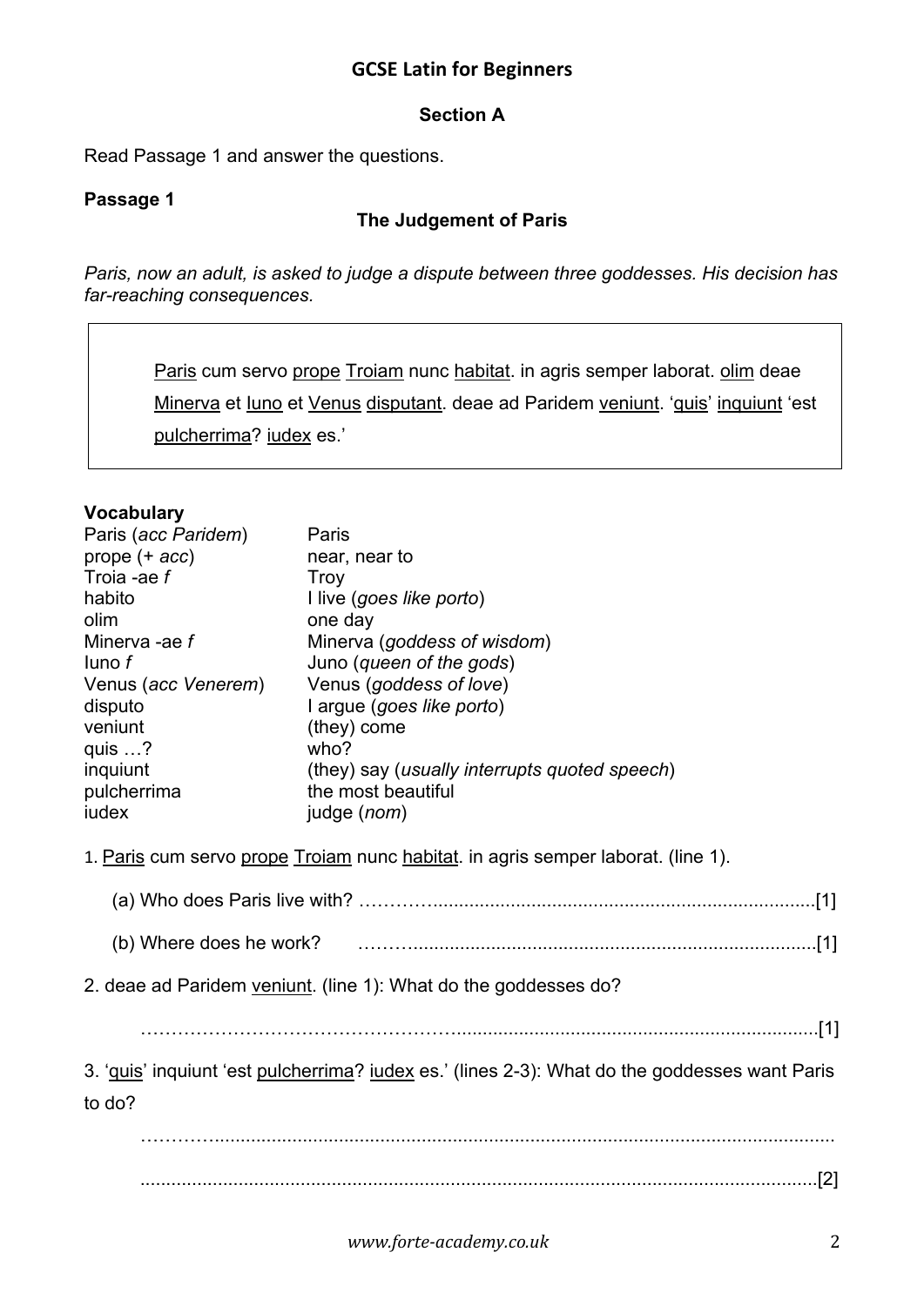## GCSE Latin for Beginners

### Section A

Read Passage 1 and answer the questions.

**Passage 1**

### The Judgement of Paris

*Paris, now an adult, is asked to judge a dispute between three goddesses. His decision has far-reaching consequences.*

> <u>Paris</u> cum servo <u>prope</u> <u>Troiam</u> nunc <u>habitat</u>. in agris semper laborat. <u>olim</u> deae <u>Minerva</u> et <u>Iuno</u> et <u>Venus</u> <u>disputant</u>. deae ad Paridem <u>veniunt</u>. '<u>quis</u>' <u>inquiunt</u> 'est <u>pulcherrima</u>? <u>iudex</u> es.'

**Vocabulary**

| | |
|---|---|
| Paris (*acc Paridem*) | Paris |
| prope (+ *acc*) | near, near to |
| Troia -ae *f* | Troy |
| habito | I live (*goes like porto*) |
| olim | one day |
| Minerva -ae *f* | Minerva (*goddess of wisdom*) |
| Iuno *f* | Juno (*queen of the gods*) |
| Venus (*acc Venerem*) | Venus (*goddess of love*) |
| disputo | I argue (*goes like porto*) |
| veniunt | (they) come |
| quis …? | who? |
| inquiunt | (they) say (*usually interrupts quoted speech*) |
| pulcherrima | the most beautiful |
| iudex | judge (*nom*) |

1. <u>Paris</u> cum servo <u>prope</u> <u>Troiam</u> nunc <u>habitat</u>. in agris semper laborat. (line 1).

   (a) Who does Paris live with? ……………………………………………………………………[1]

   (b) Where does he work? ……………………………………………………………………[1]

2. deae ad Paridem <u>veniunt</u>. (line 1): What do the goddesses do?

   ……………………………………………………………………………………………[1]

3. '<u>quis</u>' inquiunt 'est <u>pulcherrima</u>? <u>iudex</u> es.' (lines 2-3): What do the goddesses want Paris to do?

   ……………………………………………………………………………………………

   ……………………………………………………………………………………………[2]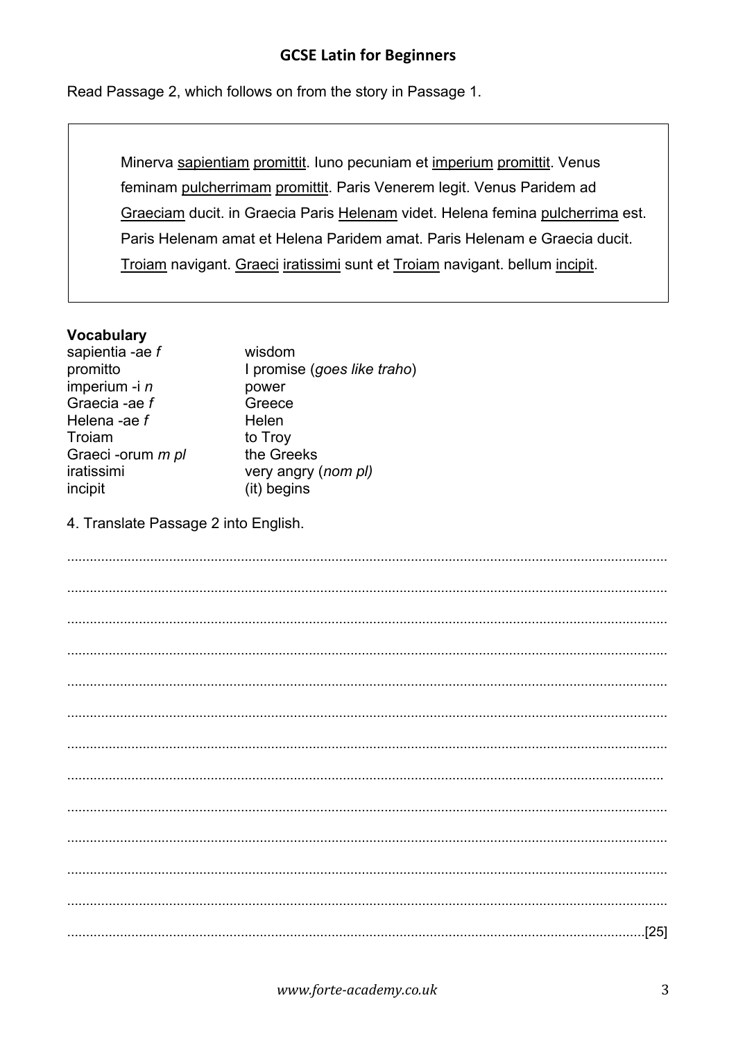## GCSE Latin for Beginners

Read Passage 2, which follows on from the story in Passage 1.

> Minerva sapientiam promittit. Iuno pecuniam et imperium promittit. Venus feminam pulcherrimam promittit. Paris Venerem legit. Venus Paridem ad Graeciam ducit. in Graecia Paris Helenam videt. Helena femina pulcherrima est. Paris Helenam amat et Helena Paridem amat. Paris Helenam e Graecia ducit. Troiam navigant. Graeci iratissimi sunt et Troiam navigant. bellum incipit.

**Vocabulary**

| | |
|---|---|
| sapientia -ae *f* | wisdom |
| promitto | I promise (*goes like traho*) |
| imperium -i *n* | power |
| Graecia -ae *f* | Greece |
| Helena -ae *f* | Helen |
| Troiam | to Troy |
| Graeci -orum *m pl* | the Greeks |
| iratissimi | very angry (*nom pl)* |
| incipit | (it) begins |

4. Translate Passage 2 into English.

..............................................................................................................................................

..............................................................................................................................................

..............................................................................................................................................

..............................................................................................................................................

..............................................................................................................................................

..............................................................................................................................................

..............................................................................................................................................

..............................................................................................................................................

..............................................................................................................................................

..............................................................................................................................................

..............................................................................................................................................

..............................................................................................................................................

..............................................................................................................................................[25]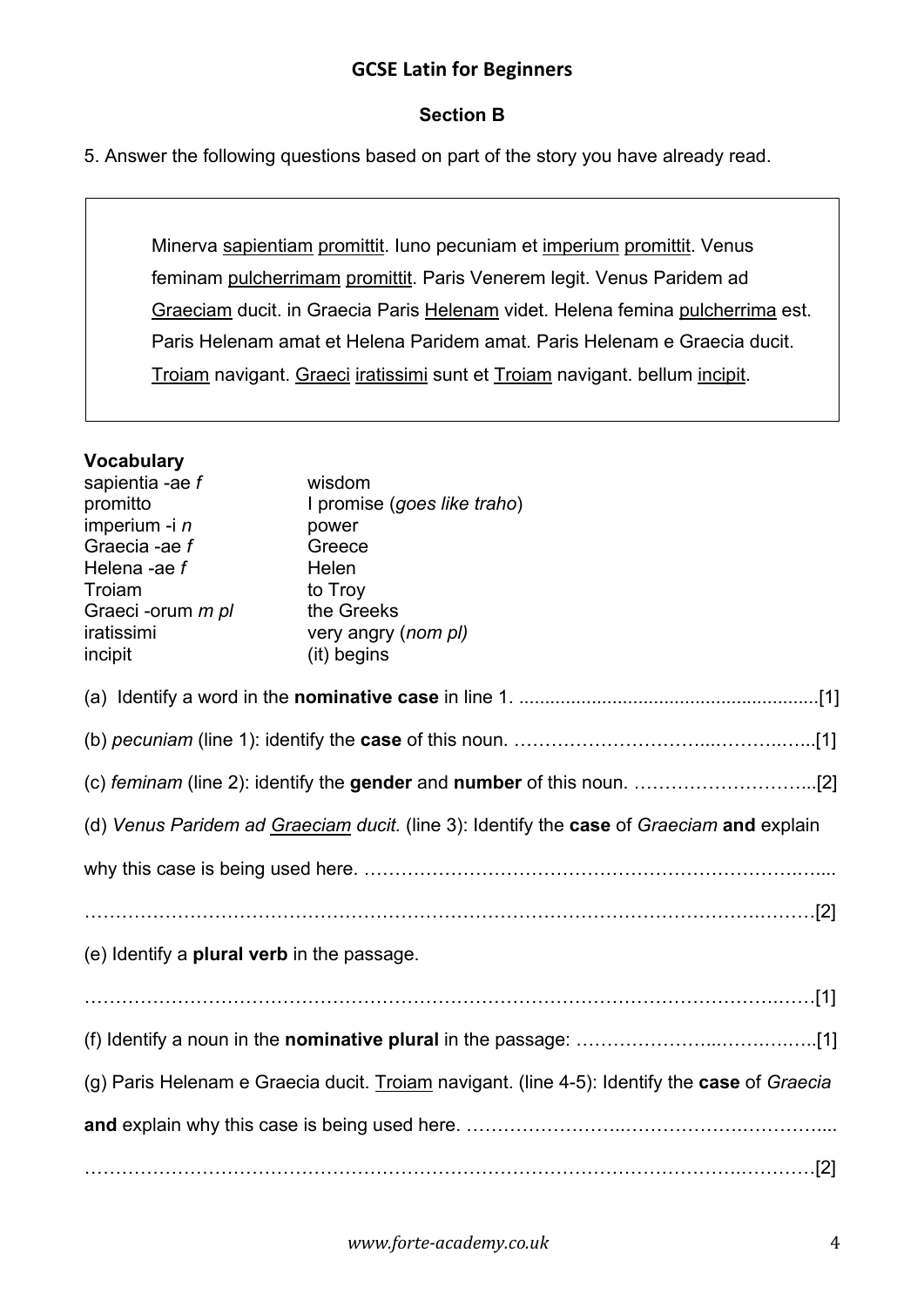# GCSE Latin for Beginners

## Section B

5. Answer the following questions based on part of the story you have already read.

> Minerva <u>sapientiam</u> <u>promittit</u>. Iuno pecuniam et <u>imperium</u> <u>promittit</u>. Venus feminam <u>pulcherrimam</u> <u>promittit</u>. Paris Venerem legit. Venus Paridem ad <u>Graeciam</u> ducit. in Graecia Paris <u>Helenam</u> videt. Helena femina <u>pulcherrima</u> est. Paris Helenam amat et Helena Paridem amat. Paris Helenam e Graecia ducit. <u>Troiam</u> navigant. <u>Graeci</u> <u>iratissimi</u> sunt et <u>Troiam</u> navigant. bellum <u>incipit</u>.

**Vocabulary**

| | |
|---|---|
| sapientia -ae *f* | wisdom |
| promitto | I promise (*goes like traho*) |
| imperium -i *n* | power |
| Graecia -ae *f* | Greece |
| Helena -ae *f* | Helen |
| Troiam | to Troy |
| Graeci -orum *m pl* | the Greeks |
| iratissimi | very angry (*nom pl)* |
| incipit | (it) begins |

(a) Identify a word in the **nominative case** in line 1. ..........................................................[1]

(b) *pecuniam* (line 1): identify the **case** of this noun. …………………………..………..…..[1]

(c) *feminam* (line 2): identify the **gender** and **number** of this noun. ………………………...[2]

(d) *Venus Paridem ad <u>Graeciam</u> ducit.* (line 3): Identify the **case** of *Graeciam* **and** explain why this case is being used here. …………………………………………………………………....

……………………………………………………………………………………………………….[2]

(e) Identify a **plural verb** in the passage.

……………………………………………………………………………………………………….[1]

(f) Identify a noun in the **nominative plural** in the passage: …………………..……….……..[1]

(g) Paris Helenam e Graecia ducit. <u>Troiam</u> navigant. (line 4-5): Identify the **case** of *Graecia* **and** explain why this case is being used here. ……………………..……………….…………....

……………………………………………………………………………………………………….[2]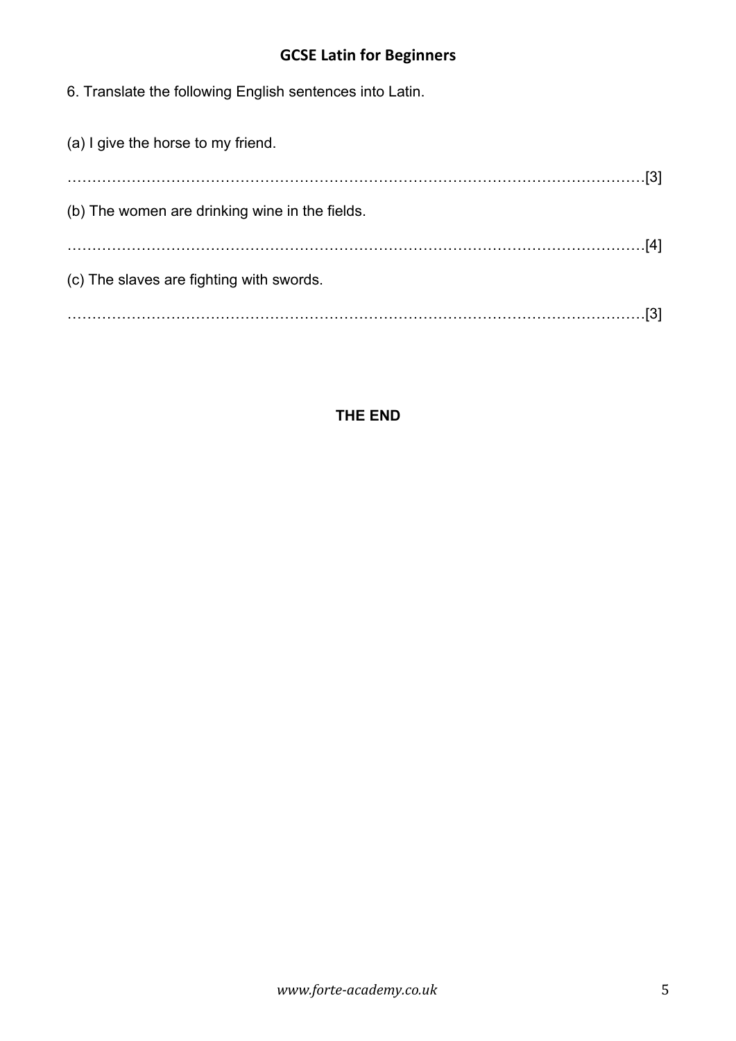6. Translate the following English sentences into Latin.

(a) I give the horse to my friend.

……………………………………………………………………………………………………[3]

(b) The women are drinking wine in the fields.

……………………………………………………………………………………………………[4]

(c) The slaves are fighting with swords.

……………………………………………………………………………………………………[3]

**THE END**